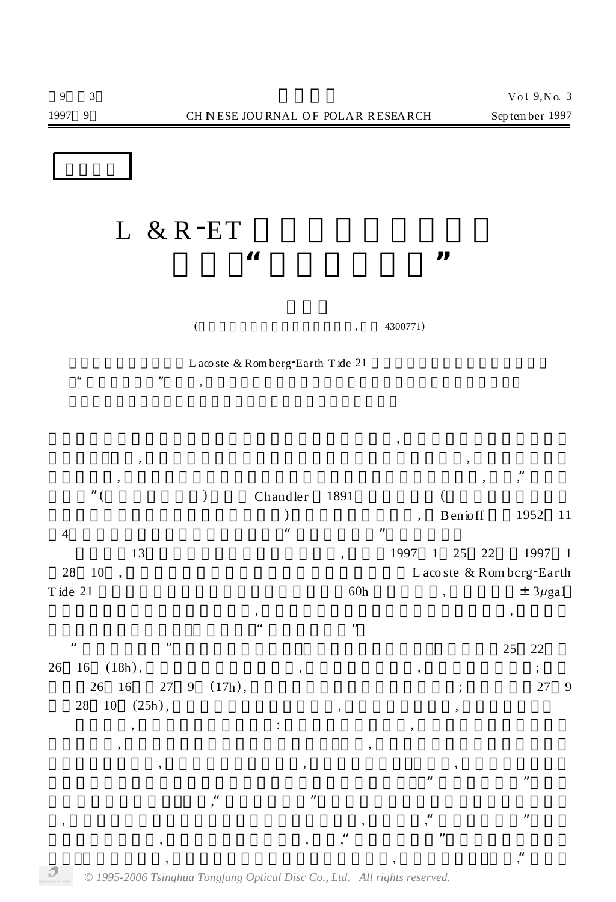# L & R-ET

# “ ”

( , 4300771)

Lacoste & Romberg-Earth Tide 21

“ ” ,

,

, ,

, , , “

” ( ) Chandler 1891 (

) , Benioff 1952 11

4 “ ”

13 , 1997 1 25 22 1997 1

28 10 , Lacoste & Rombcrg-Earth

Tide 21 60h , $\pm 3\mu gal$

, ,

“ ”

“ ” 25 22

26 16 (18h), , , ;

26 16 27 9 (17h), ; 27 9

28 10 (25h), , ,

, : ,

, , ,

, , , ,

“ ”

, “ ”

, , , “ ”

, , , “ ”

, , , “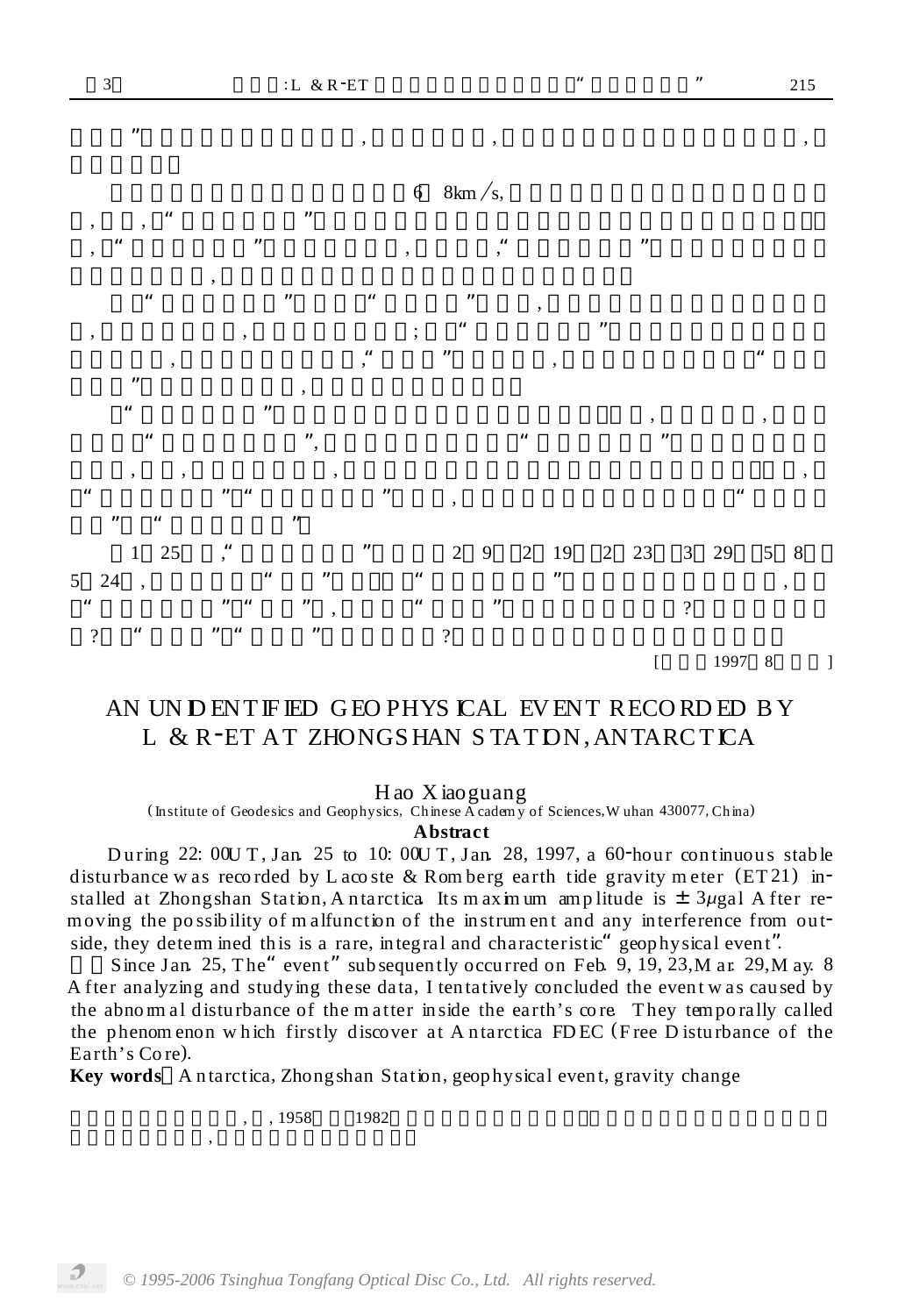# AN UNIDENTIFIED GEOPHYSICAL EVENT RECORDED BY L & R-ET AT ZHONGSHAN STATION, ANTARCTICA

Hao Xiaoguang

(Institute of Geodesics and Geophysics, Chinese Academy of Sciences, Wuhan 430077, China)

**Abstract**

During 22: 00UT, Jan. 25 to 10: 00UT, Jan. 28, 1997, a 60-hour continuous stable disturbance was recorded by Lacoste & Romberg earth tide gravity meter (ET21) installed at Zhongshan Station, Antarctica. Its maximum amplitude is $\pm 3\mu gal$. After removing the possibility of malfunction of the instrument and any interference from outside, they determined this is a rare, integral and characteristic "geophysical event".

Since Jan. 25, The "event" subsequently occurred on Feb. 9, 19, 23, Mar. 29, May. 8. After analyzing and studying these data, I tentatively concluded the event was caused by the abnormal disturbance of the matter inside the earth's core. They temporally called the phenomenon which firstly discover at Antarctica FDEC (Free Disturbance of the Earth's Core).

**Key words** Antarctica, Zhongshan Station, geophysical event, gravity change